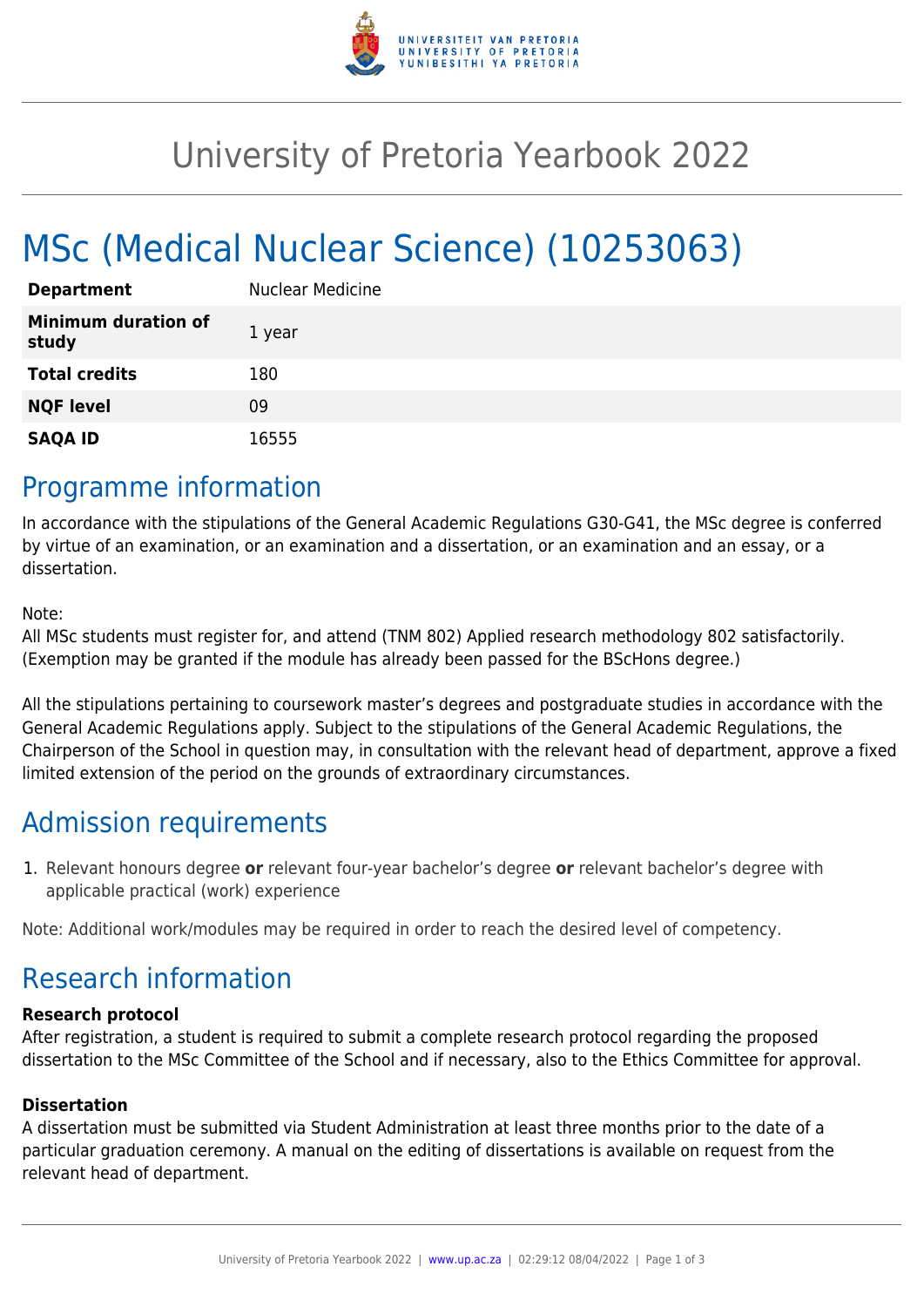# University of Pretoria Yearbook 2022

# MSc (Medical Nuclear Science) (10253063)

| | |
|---|---|
| **Department** | Nuclear Medicine |
| **Minimum duration of study** | 1 year |
| **Total credits** | 180 |
| **NQF level** | 09 |
| **SAQA ID** | 16555 |

## Programme information

In accordance with the stipulations of the General Academic Regulations G30-G41, the MSc degree is conferred by virtue of an examination, or an examination and a dissertation, or an examination and an essay, or a dissertation.

Note:
All MSc students must register for, and attend (TNM 802) Applied research methodology 802 satisfactorily. (Exemption may be granted if the module has already been passed for the BScHons degree.)

All the stipulations pertaining to coursework master's degrees and postgraduate studies in accordance with the General Academic Regulations apply. Subject to the stipulations of the General Academic Regulations, the Chairperson of the School in question may, in consultation with the relevant head of department, approve a fixed limited extension of the period on the grounds of extraordinary circumstances.

## Admission requirements

1. Relevant honours degree **or** relevant four-year bachelor's degree **or** relevant bachelor's degree with applicable practical (work) experience

Note: Additional work/modules may be required in order to reach the desired level of competency.

## Research information

**Research protocol**
After registration, a student is required to submit a complete research protocol regarding the proposed dissertation to the MSc Committee of the School and if necessary, also to the Ethics Committee for approval.

**Dissertation**
A dissertation must be submitted via Student Administration at least three months prior to the date of a particular graduation ceremony. A manual on the editing of dissertations is available on request from the relevant head of department.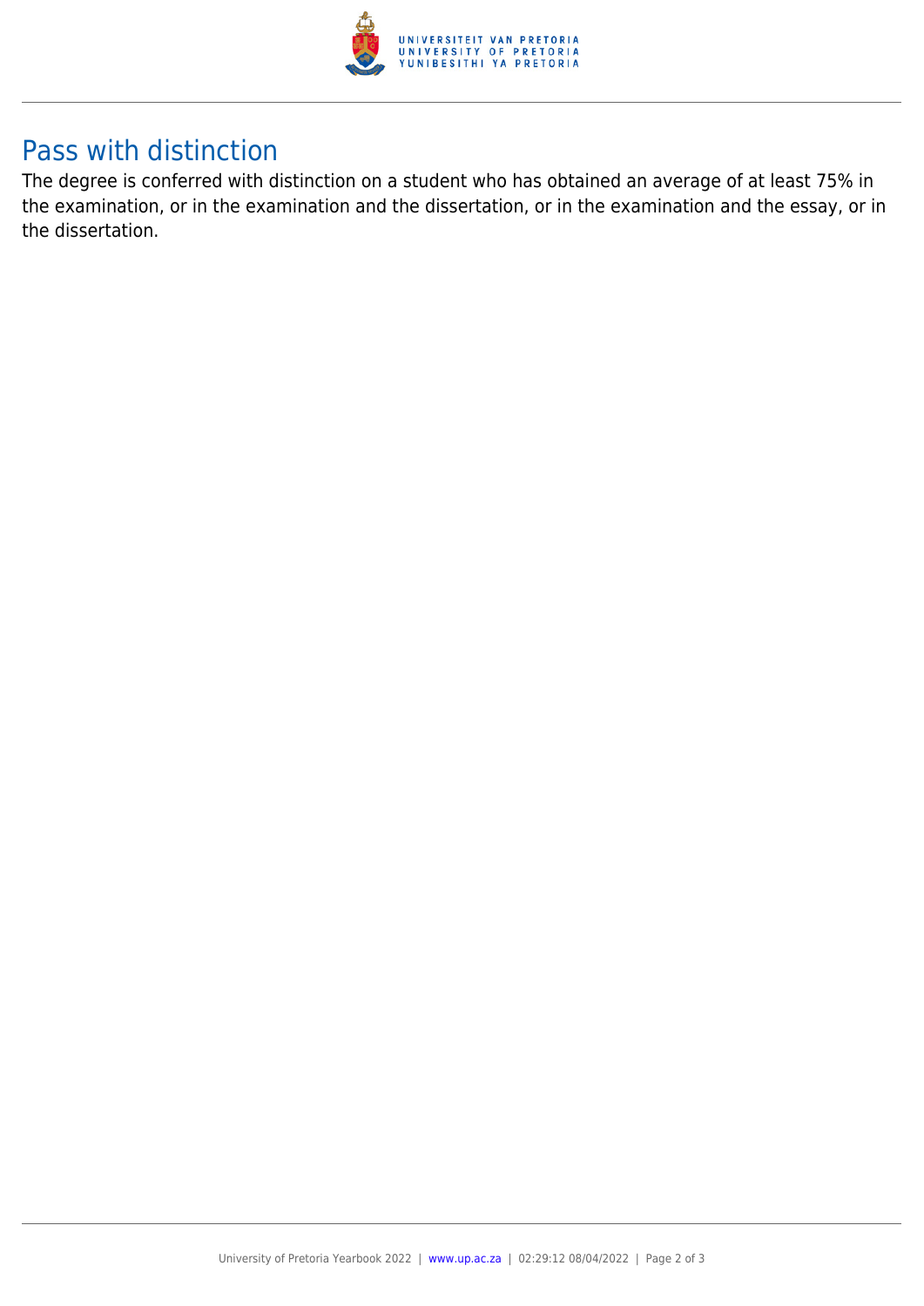## Pass with distinction

The degree is conferred with distinction on a student who has obtained an average of at least 75% in the examination, or in the examination and the dissertation, or in the examination and the essay, or in the dissertation.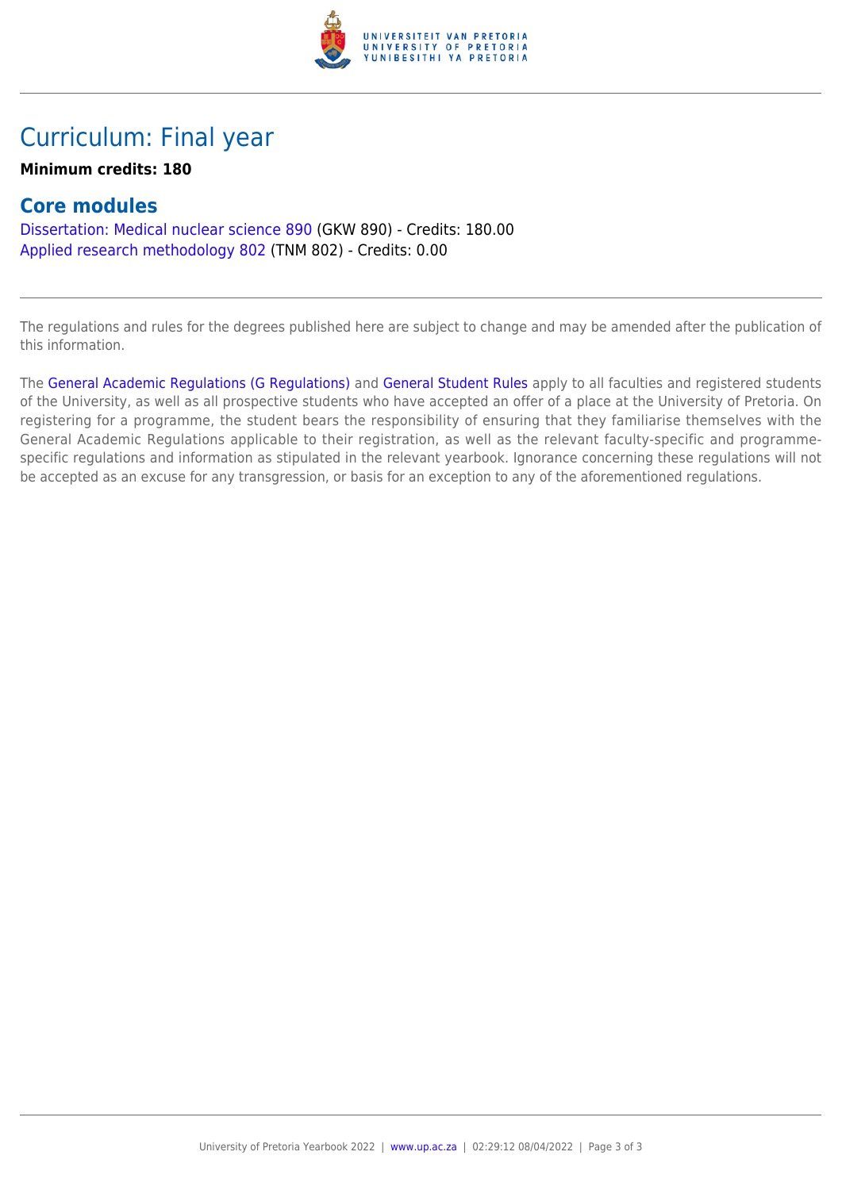# Curriculum: Final year

**Minimum credits: 180**

## Core modules

Dissertation: Medical nuclear science 890 (GKW 890) - Credits: 180.00
Applied research methodology 802 (TNM 802) - Credits: 0.00

The regulations and rules for the degrees published here are subject to change and may be amended after the publication of this information.

The General Academic Regulations (G Regulations) and General Student Rules apply to all faculties and registered students of the University, as well as all prospective students who have accepted an offer of a place at the University of Pretoria. On registering for a programme, the student bears the responsibility of ensuring that they familiarise themselves with the General Academic Regulations applicable to their registration, as well as the relevant faculty-specific and programme-specific regulations and information as stipulated in the relevant yearbook. Ignorance concerning these regulations will not be accepted as an excuse for any transgression, or basis for an exception to any of the aforementioned regulations.